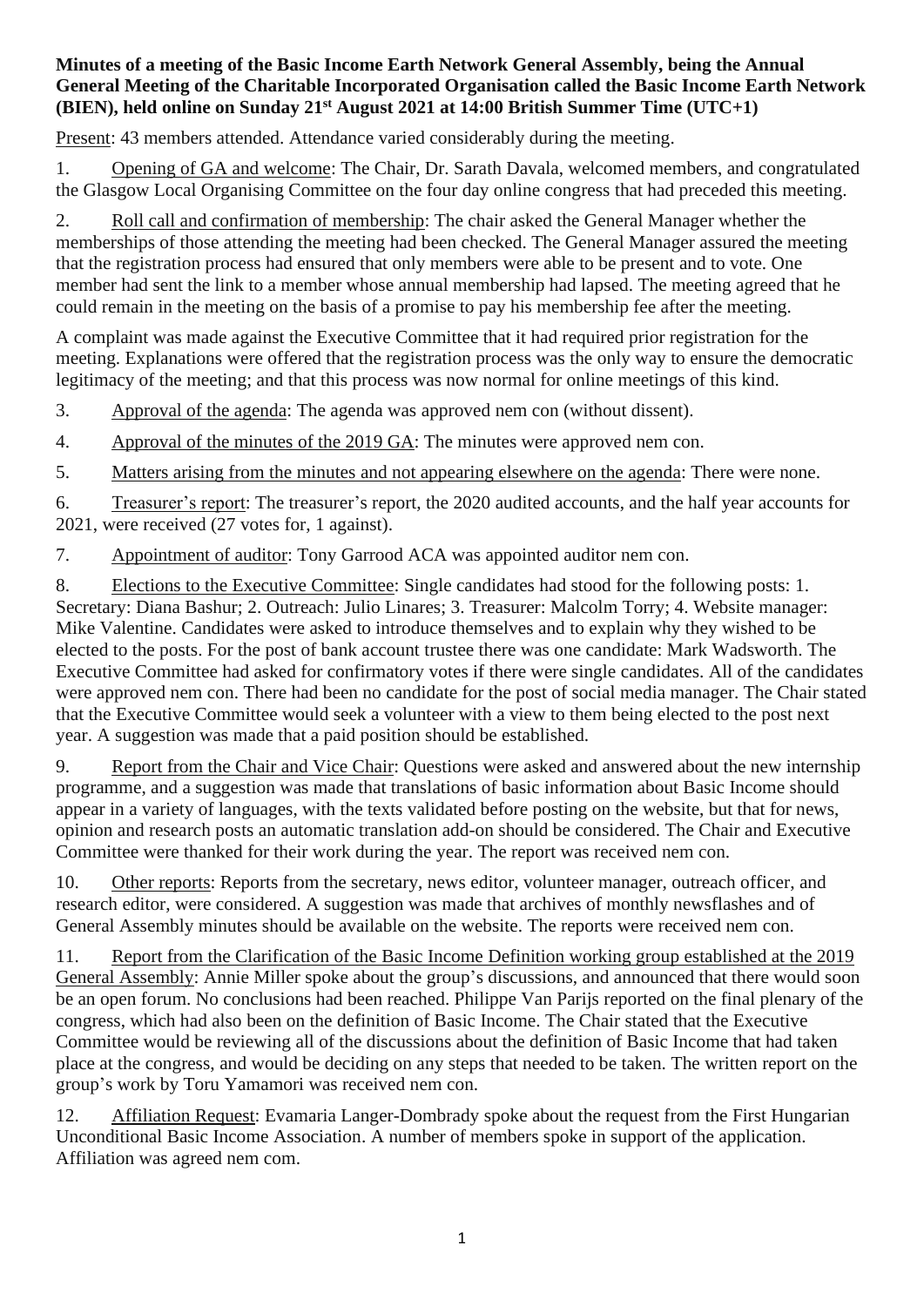**Minutes of a meeting of the Basic Income Earth Network General Assembly, being the Annual General Meeting of the Charitable Incorporated Organisation called the Basic Income Earth Network (BIEN), held online on Sunday 21st August 2021 at 14:00 British Summer Time (UTC+1)**

Present: 43 members attended. Attendance varied considerably during the meeting.

1. Opening of GA and welcome: The Chair, Dr. Sarath Davala, welcomed members, and congratulated the Glasgow Local Organising Committee on the four day online congress that had preceded this meeting.

2. Roll call and confirmation of membership: The chair asked the General Manager whether the memberships of those attending the meeting had been checked. The General Manager assured the meeting that the registration process had ensured that only members were able to be present and to vote. One member had sent the link to a member whose annual membership had lapsed. The meeting agreed that he could remain in the meeting on the basis of a promise to pay his membership fee after the meeting.

A complaint was made against the Executive Committee that it had required prior registration for the meeting. Explanations were offered that the registration process was the only way to ensure the democratic legitimacy of the meeting; and that this process was now normal for online meetings of this kind.

3. Approval of the agenda: The agenda was approved nem con (without dissent).

4. Approval of the minutes of the 2019 GA: The minutes were approved nem con.

5. Matters arising from the minutes and not appearing elsewhere on the agenda: There were none.

6. Treasurer's report: The treasurer's report, the 2020 audited accounts, and the half year accounts for 2021, were received (27 votes for, 1 against).

7. Appointment of auditor: Tony Garrood ACA was appointed auditor nem con.

8. Elections to the Executive Committee: Single candidates had stood for the following posts: 1. Secretary: Diana Bashur; 2. Outreach: Julio Linares; 3. Treasurer: Malcolm Torry; 4. Website manager: Mike Valentine. Candidates were asked to introduce themselves and to explain why they wished to be elected to the posts. For the post of bank account trustee there was one candidate: Mark Wadsworth. The Executive Committee had asked for confirmatory votes if there were single candidates. All of the candidates were approved nem con. There had been no candidate for the post of social media manager. The Chair stated that the Executive Committee would seek a volunteer with a view to them being elected to the post next year. A suggestion was made that a paid position should be established.

9. Report from the Chair and Vice Chair: Questions were asked and answered about the new internship programme, and a suggestion was made that translations of basic information about Basic Income should appear in a variety of languages, with the texts validated before posting on the website, but that for news, opinion and research posts an automatic translation add-on should be considered. The Chair and Executive Committee were thanked for their work during the year. The report was received nem con.

10. Other reports: Reports from the secretary, news editor, volunteer manager, outreach officer, and research editor, were considered. A suggestion was made that archives of monthly newsflashes and of General Assembly minutes should be available on the website. The reports were received nem con.

11. Report from the Clarification of the Basic Income Definition working group established at the 2019 General Assembly: Annie Miller spoke about the group's discussions, and announced that there would soon be an open forum. No conclusions had been reached. Philippe Van Parijs reported on the final plenary of the congress, which had also been on the definition of Basic Income. The Chair stated that the Executive Committee would be reviewing all of the discussions about the definition of Basic Income that had taken place at the congress, and would be deciding on any steps that needed to be taken. The written report on the group's work by Toru Yamamori was received nem con.

12. Affiliation Request: Evamaria Langer-Dombrady spoke about the request from the First Hungarian Unconditional Basic Income Association. A number of members spoke in support of the application. Affiliation was agreed nem com.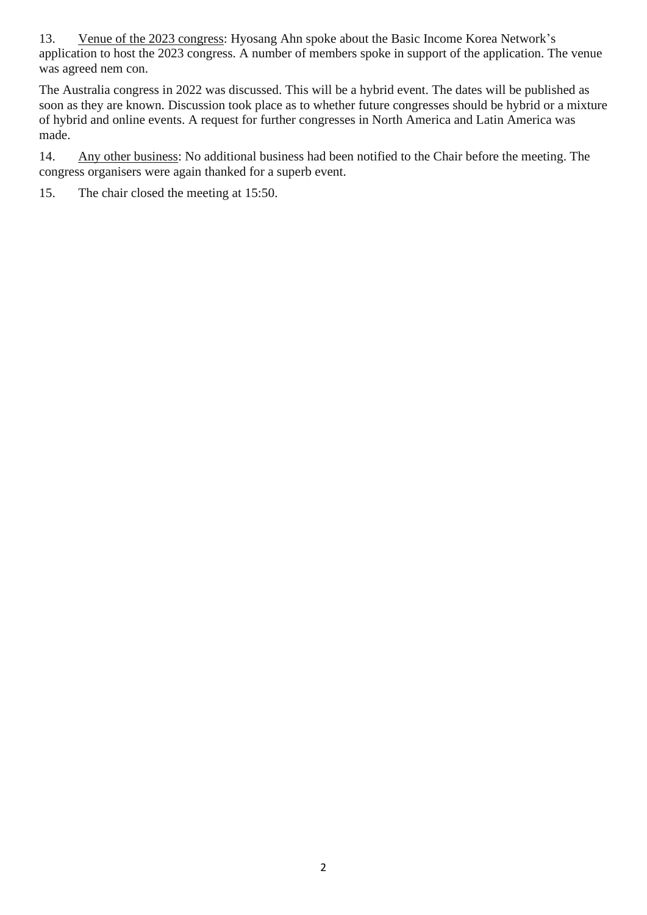13. Venue of the 2023 congress: Hyosang Ahn spoke about the Basic Income Korea Network's application to host the 2023 congress. A number of members spoke in support of the application. The venue was agreed nem con.

The Australia congress in 2022 was discussed. This will be a hybrid event. The dates will be published as soon as they are known. Discussion took place as to whether future congresses should be hybrid or a mixture of hybrid and online events. A request for further congresses in North America and Latin America was made.

14. Any other business: No additional business had been notified to the Chair before the meeting. The congress organisers were again thanked for a superb event.

15. The chair closed the meeting at 15:50.